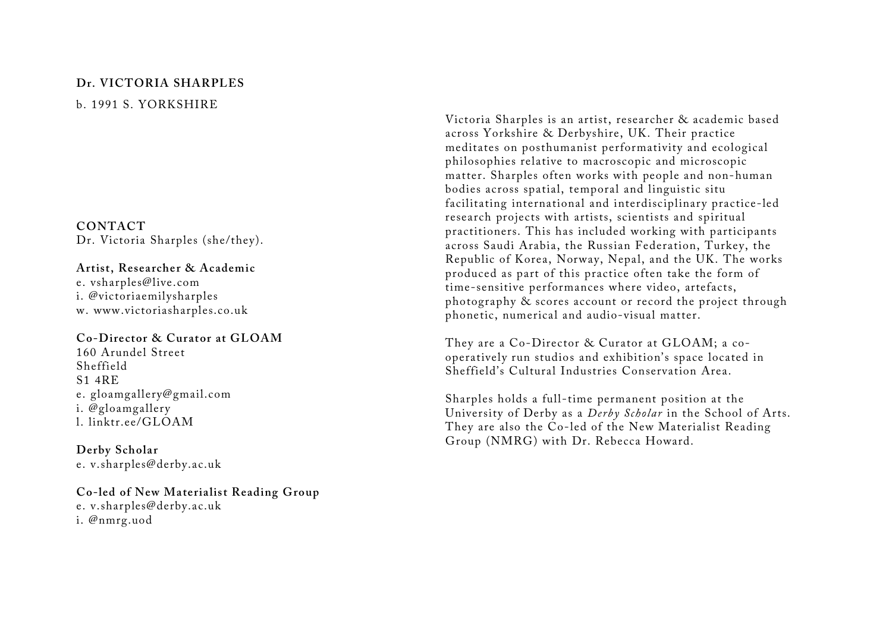# Dr. VICTORIA SHARPLES

b. 1991 S. YORKSHIRE

Victoria Sharples is an artist, researcher & academic based across Yorkshire & Derbyshire, UK. Their practice meditates on posthumanist performativity and ecological philosophies relative to macroscopic and microscopic matter. Sharples often works with people and non-human bodies across spatial, temporal and linguistic situ facilitating international and interdisciplinary practice-led research projects with artists, scientists and spiritual practitioners. This has included working with participants across Saudi Arabia, the Russian Federation, Turkey, the Republic of Korea, Norway, Nepal, and the UK. The works produced as part of this practice often take the form of time-sensitive performances where video, artefacts, photography & scores account or record the project through phonetic, numerical and audio-visual matter.

They are a Co-Director & Curator at GLOAM; a co-operatively run studios and exhibition's space located in Sheffield's Cultural Industries Conservation Area.

Sharples holds a full-time permanent position at the University of Derby as a *Derby Scholar* in the School of Arts. They are also the Co-led of the New Materialist Reading Group (NMRG) with Dr. Rebecca Howard.

## CONTACT

Dr. Victoria Sharples (she/they).

**Artist, Researcher & Academic**
e. vsharples@live.com
i. @victoriaemilysharples
w. www.victoriasharples.co.uk

**Co-Director & Curator at GLOAM**
160 Arundel Street
Sheffield
S1 4RE
e. gloamgallery@gmail.com
i. @gloamgallery
l. linktr.ee/GLOAM

**Derby Scholar**
e. v.sharples@derby.ac.uk

**Co-led of New Materialist Reading Group**
e. v.sharples@derby.ac.uk
i. @nmrg.uod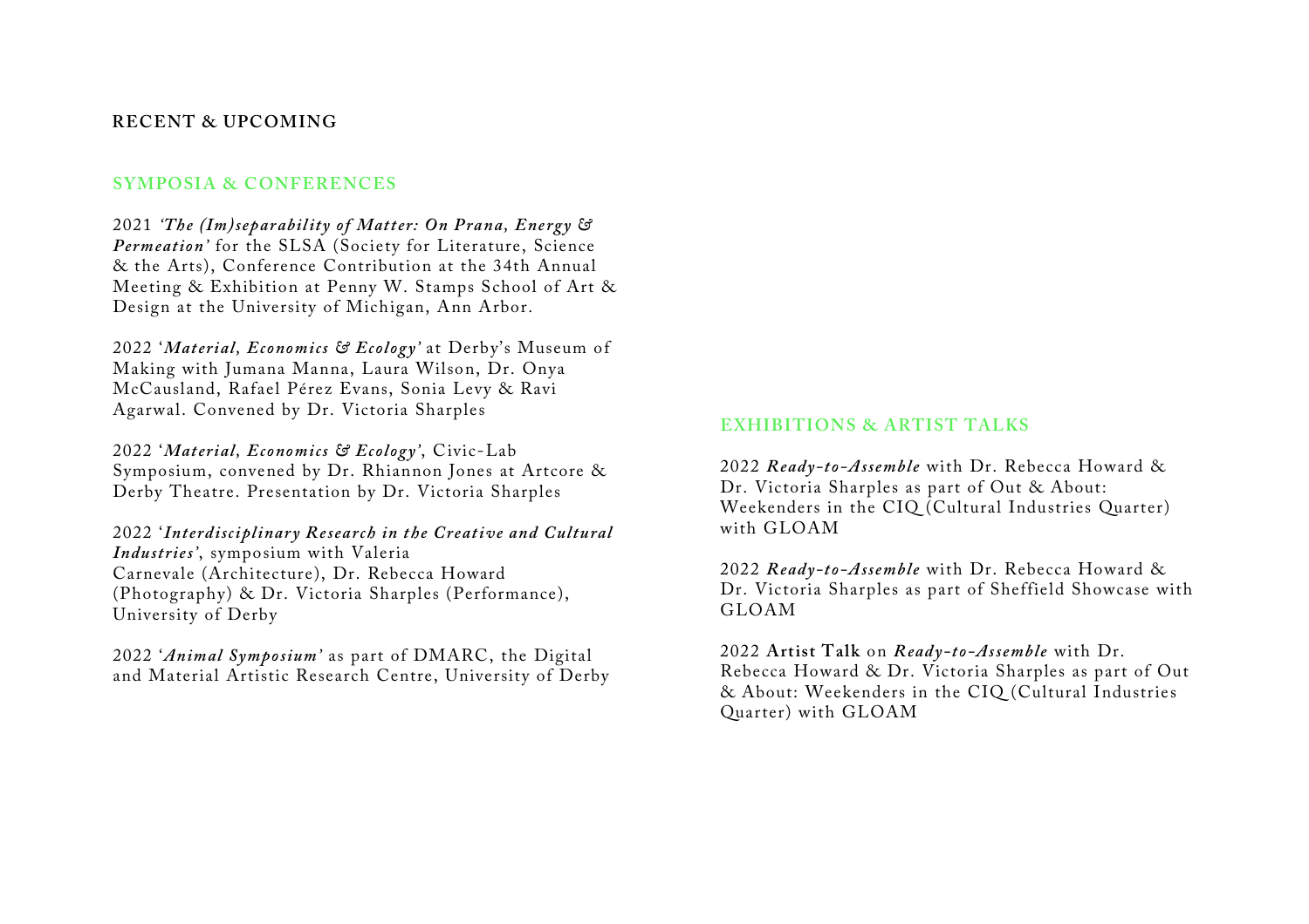## RECENT & UPCOMING

### SYMPOSIA & CONFERENCES

2021 *'The (Im)separability of Matter: On Prana, Energy & Permeation'* for the SLSA (Society for Literature, Science & the Arts), Conference Contribution at the 34th Annual Meeting & Exhibition at Penny W. Stamps School of Art & Design at the University of Michigan, Ann Arbor.

2022 '***Material, Economics & Ecology***' at Derby's Museum of Making with Jumana Manna, Laura Wilson, Dr. Onya McCausland, Rafael Pérez Evans, Sonia Levy & Ravi Agarwal. Convened by Dr. Victoria Sharples

2022 '***Material, Economics & Ecology***', Civic-Lab Symposium, convened by Dr. Rhiannon Jones at Artcore & Derby Theatre. Presentation by Dr. Victoria Sharples

2022 '***Interdisciplinary Research in the Creative and Cultural Industries***', symposium with Valeria Carnevale (Architecture), Dr. Rebecca Howard (Photography) & Dr. Victoria Sharples (Performance), University of Derby

2022 '***Animal Symposium***' as part of DMARC, the Digital and Material Artistic Research Centre, University of Derby

### EXHIBITIONS & ARTIST TALKS

2022 ***Ready-to-Assemble*** with Dr. Rebecca Howard & Dr. Victoria Sharples as part of Out & About: Weekenders in the CIQ (Cultural Industries Quarter) with GLOAM

2022 ***Ready-to-Assemble*** with Dr. Rebecca Howard & Dr. Victoria Sharples as part of Sheffield Showcase with GLOAM

2022 **Artist Talk** on ***Ready-to-Assemble*** with Dr. Rebecca Howard & Dr. Victoria Sharples as part of Out & About: Weekenders in the CIQ (Cultural Industries Quarter) with GLOAM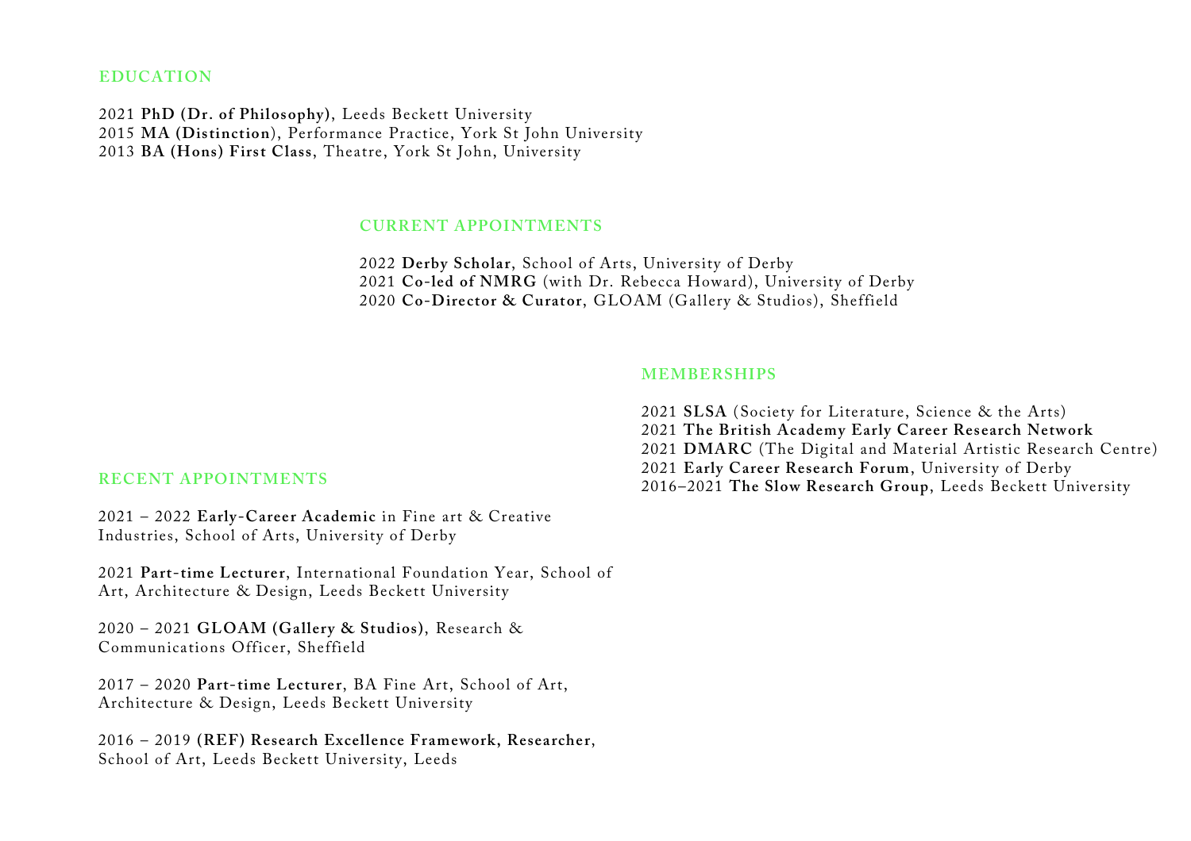## EDUCATION

2021 **PhD (Dr. of Philosophy)**, Leeds Beckett University
2015 **MA (Distinction)**, Performance Practice, York St John University
2013 **BA (Hons) First Class**, Theatre, York St John, University

## CURRENT APPOINTMENTS

2022 **Derby Scholar**, School of Arts, University of Derby
2021 **Co-led of NMRG** (with Dr. Rebecca Howard), University of Derby
2020 **Co-Director & Curator**, GLOAM (Gallery & Studios), Sheffield

## MEMBERSHIPS

2021 **SLSA** (Society for Literature, Science & the Arts)
2021 **The British Academy Early Career Research Network**
2021 **DMARC** (The Digital and Material Artistic Research Centre)
2021 **Early Career Research Forum**, University of Derby
2016–2021 **The Slow Research Group**, Leeds Beckett University

## RECENT APPOINTMENTS

2021 – 2022 **Early-Career Academic** in Fine art & Creative Industries, School of Arts, University of Derby

2021 **Part-time Lecturer**, International Foundation Year, School of Art, Architecture & Design, Leeds Beckett University

2020 – 2021 **GLOAM (Gallery & Studios)**, Research & Communications Officer, Sheffield

2017 – 2020 **Part-time Lecturer**, BA Fine Art, School of Art, Architecture & Design, Leeds Beckett University

2016 – 2019 **(REF) Research Excellence Framework, Researcher**, School of Art, Leeds Beckett University, Leeds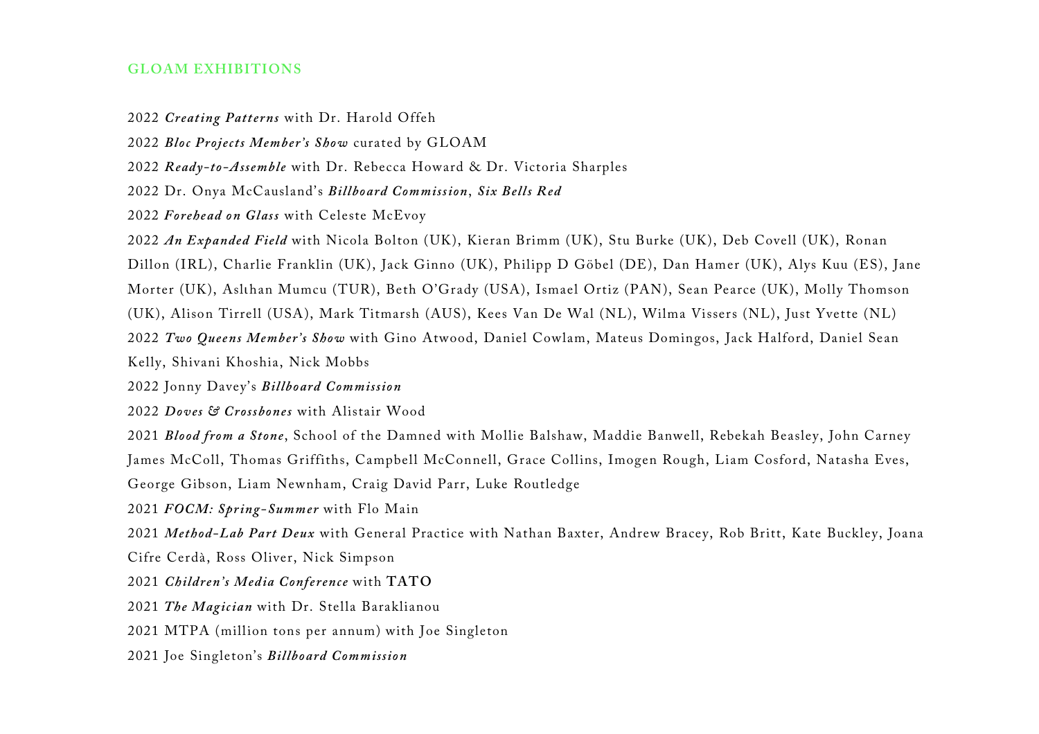## GLOAM EXHIBITIONS

2022 ***Creating Patterns*** with Dr. Harold Offeh

2022 ***Bloc Projects Member's Show*** curated by GLOAM

2022 ***Ready-to-Assemble*** with Dr. Rebecca Howard & Dr. Victoria Sharples

2022 Dr. Onya McCausland's ***Billboard Commission***, ***Six Bells Red***

2022 ***Forehead on Glass*** with Celeste McEvoy

2022 ***An Expanded Field*** with Nicola Bolton (UK), Kieran Brimm (UK), Stu Burke (UK), Deb Covell (UK), Ronan Dillon (IRL), Charlie Franklin (UK), Jack Ginno (UK), Philipp D Göbel (DE), Dan Hamer (UK), Alys Kuu (ES), Jane Morter (UK), Aslıhan Mumcu (TUR), Beth O'Grady (USA), Ismael Ortiz (PAN), Sean Pearce (UK), Molly Thomson (UK), Alison Tirrell (USA), Mark Titmarsh (AUS), Kees Van De Wal (NL), Wilma Vissers (NL), Just Yvette (NL)

2022 ***Two Queens Member's Show*** with Gino Atwood, Daniel Cowlam, Mateus Domingos, Jack Halford, Daniel Sean Kelly, Shivani Khoshia, Nick Mobbs

2022 Jonny Davey's ***Billboard Commission***

2022 ***Doves & Crossbones*** with Alistair Wood

2021 ***Blood from a Stone***, School of the Damned with Mollie Balshaw, Maddie Banwell, Rebekah Beasley, John Carney James McColl, Thomas Griffiths, Campbell McConnell, Grace Collins, Imogen Rough, Liam Cosford, Natasha Eves, George Gibson, Liam Newnham, Craig David Parr, Luke Routledge

2021 ***FOCM: Spring-Summer*** with Flo Main

2021 ***Method-Lab Part Deux*** with General Practice with Nathan Baxter, Andrew Bracey, Rob Britt, Kate Buckley, Joana Cifre Cerdà, Ross Oliver, Nick Simpson

2021 ***Children's Media Conference*** with **TATO**

2021 ***The Magician*** with Dr. Stella Baraklianou

2021 MTPA (million tons per annum) with Joe Singleton

2021 Joe Singleton's ***Billboard Commission***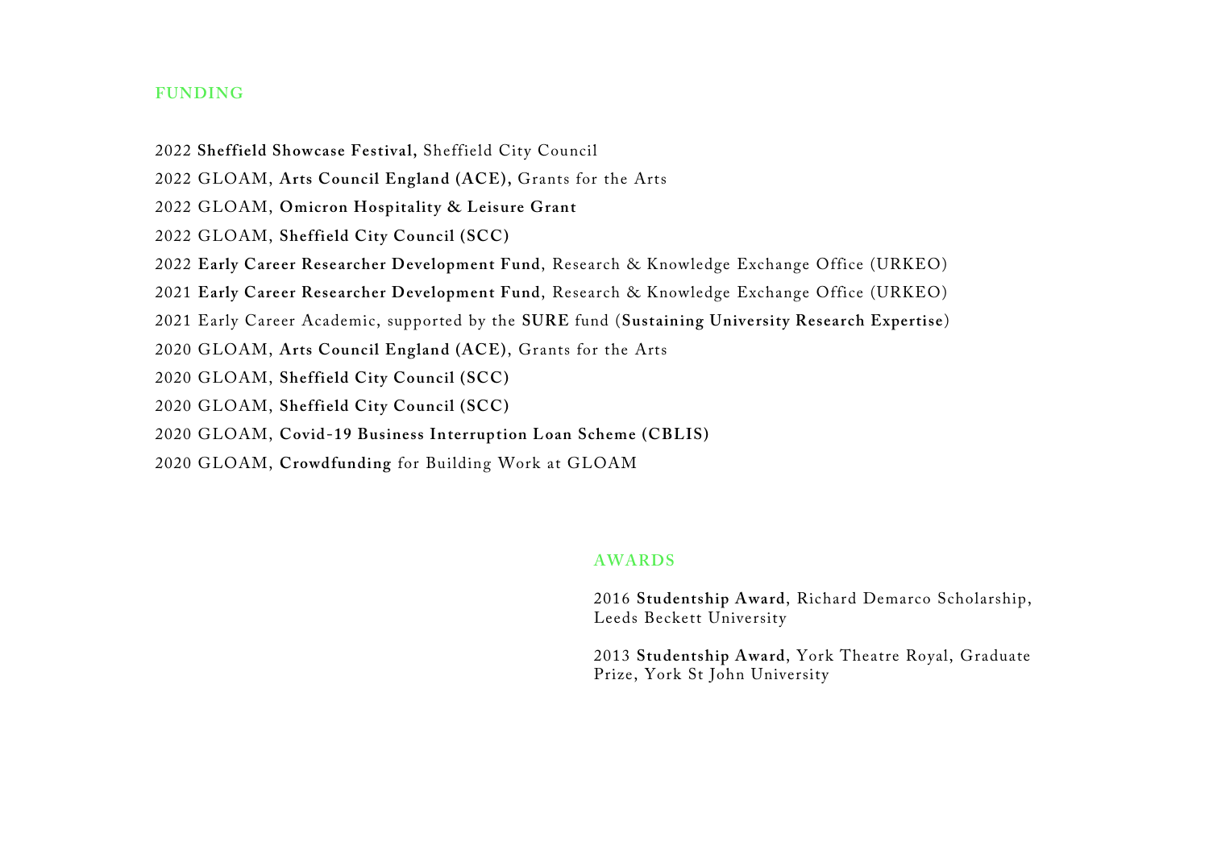## FUNDING

2022 **Sheffield Showcase Festival,** Sheffield City Council

2022 GLOAM, **Arts Council England (ACE),** Grants for the Arts

2022 GLOAM, **Omicron Hospitality & Leisure Grant**

2022 GLOAM, **Sheffield City Council (SCC)**

2022 **Early Career Researcher Development Fund**, Research & Knowledge Exchange Office (URKEO)

2021 **Early Career Researcher Development Fund**, Research & Knowledge Exchange Office (URKEO)

2021 Early Career Academic, supported by the **SURE** fund (**Sustaining University Research Expertise**)

2020 GLOAM, **Arts Council England (ACE)**, Grants for the Arts

2020 GLOAM, **Sheffield City Council (SCC)**

2020 GLOAM, **Sheffield City Council (SCC)**

2020 GLOAM, **Covid-19 Business Interruption Loan Scheme (CBLIS)**

2020 GLOAM, **Crowdfunding** for Building Work at GLOAM

## AWARDS

2016 **Studentship Award**, Richard Demarco Scholarship, Leeds Beckett University

2013 **Studentship Award**, York Theatre Royal, Graduate Prize, York St John University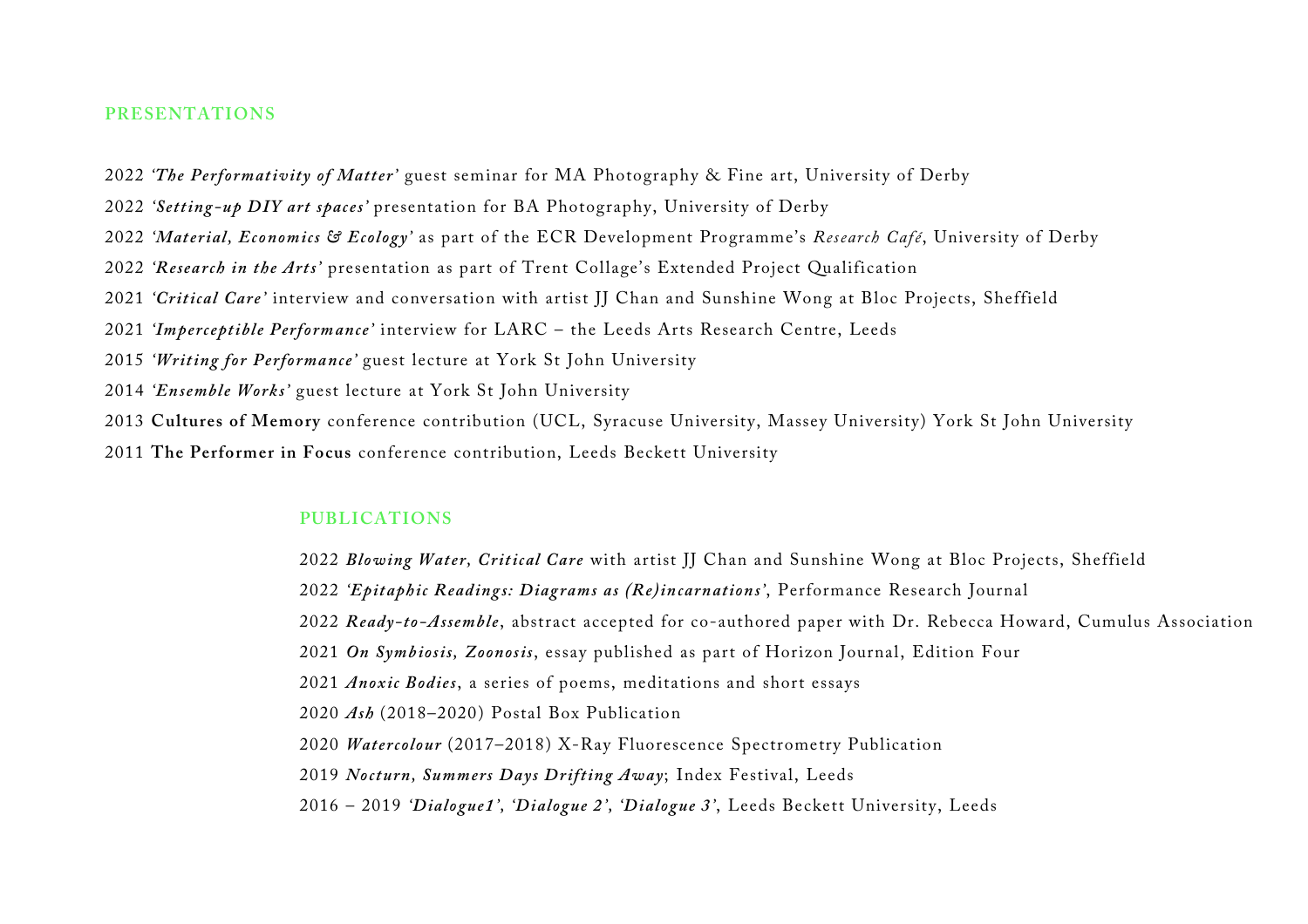## PRESENTATIONS

2022 *'The Performativity of Matter'* guest seminar for MA Photography & Fine art, University of Derby

2022 *'Setting-up DIY art spaces'* presentation for BA Photography, University of Derby

2022 *'Material, Economics & Ecology'* as part of the ECR Development Programme's *Research Café*, University of Derby

2022 *'Research in the Arts'* presentation as part of Trent Collage's Extended Project Qualification

2021 *'Critical Care'* interview and conversation with artist JJ Chan and Sunshine Wong at Bloc Projects, Sheffield

2021 *'Imperceptible Performance'* interview for LARC – the Leeds Arts Research Centre, Leeds

2015 *'Writing for Performance'* guest lecture at York St John University

2014 *'Ensemble Works'* guest lecture at York St John University

2013 **Cultures of Memory** conference contribution (UCL, Syracuse University, Massey University) York St John University

2011 **The Performer in Focus** conference contribution, Leeds Beckett University

## PUBLICATIONS

2022 ***Blowing Water, Critical Care*** with artist JJ Chan and Sunshine Wong at Bloc Projects, Sheffield

2022 ***'Epitaphic Readings: Diagrams as (Re)incarnations'***, Performance Research Journal

2022 ***Ready-to-Assemble***, abstract accepted for co-authored paper with Dr. Rebecca Howard, Cumulus Association

2021 ***On Symbiosis, Zoonosis***, essay published as part of Horizon Journal, Edition Four

2021 ***Anoxic Bodies***, a series of poems, meditations and short essays

2020 ***Ash*** (2018–2020) Postal Box Publication

2020 ***Watercolour*** (2017–2018) X-Ray Fluorescence Spectrometry Publication

2019 ***Nocturn, Summers Days Drifting Away***; Index Festival, Leeds

2016 – 2019 ***'Dialogue1', 'Dialogue 2', 'Dialogue 3'***, Leeds Beckett University, Leeds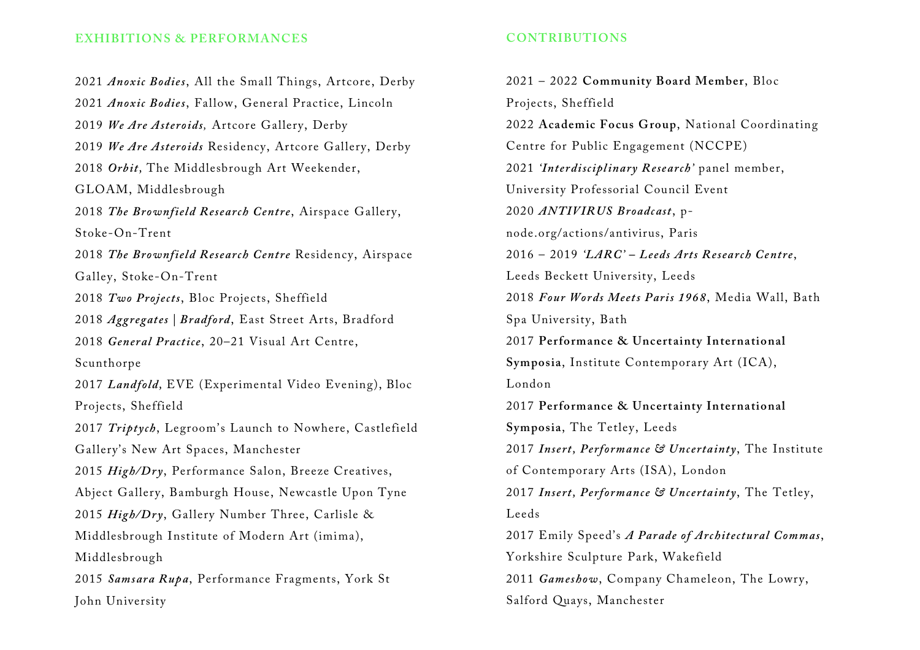## EXHIBITIONS & PERFORMANCES

2021 ***Anoxic Bodies***, All the Small Things, Artcore, Derby
2021 ***Anoxic Bodies***, Fallow, General Practice, Lincoln
2019 ***We Are Asteroids,*** Artcore Gallery, Derby
2019 ***We Are Asteroids*** Residency, Artcore Gallery, Derby
2018 ***Orbit,*** The Middlesbrough Art Weekender, GLOAM, Middlesbrough
2018 ***The Brownfield Research Centre***, Airspace Gallery, Stoke-On-Trent
2018 ***The Brownfield Research Centre*** Residency, Airspace Galley, Stoke-On-Trent
2018 ***Two Projects***, Bloc Projects, Sheffield
2018 ***Aggregates | Bradford***, East Street Arts, Bradford
2018 ***General Practice***, 20–21 Visual Art Centre, Scunthorpe
2017 ***Landfold,*** EVE (Experimental Video Evening), Bloc Projects, Sheffield
2017 ***Triptych***, Legroom's Launch to Nowhere, Castlefield Gallery's New Art Spaces, Manchester
2015 ***High/Dry***, Performance Salon, Breeze Creatives, Abject Gallery, Bamburgh House, Newcastle Upon Tyne
2015 ***High/Dry***, Gallery Number Three, Carlisle & Middlesbrough Institute of Modern Art (imima), Middlesbrough
2015 ***Samsara Rupa***, Performance Fragments, York St John University

## CONTRIBUTIONS

2021 – 2022 **Community Board Member**, Bloc Projects, Sheffield
2022 **Academic Focus Group**, National Coordinating Centre for Public Engagement (NCCPE)
2021 ***'Interdisciplinary Research'*** panel member, University Professorial Council Event
2020 ***ANTIVIRUS Broadcast***, p-node.org/actions/antivirus, Paris
2016 – 2019 ***'LARC' – Leeds Arts Research Centre***, Leeds Beckett University, Leeds
2018 ***Four Words Meets Paris 1968***, Media Wall, Bath Spa University, Bath
2017 **Performance & Uncertainty International Symposia**, Institute Contemporary Art (ICA), London
2017 **Performance & Uncertainty International Symposia**, The Tetley, Leeds
2017 ***Insert, Performance & Uncertainty***, The Institute of Contemporary Arts (ISA), London
2017 ***Insert, Performance & Uncertainty***, The Tetley, Leeds
2017 Emily Speed's ***A Parade of Architectural Commas***, Yorkshire Sculpture Park, Wakefield
2011 ***Gameshow***, Company Chameleon, The Lowry, Salford Quays, Manchester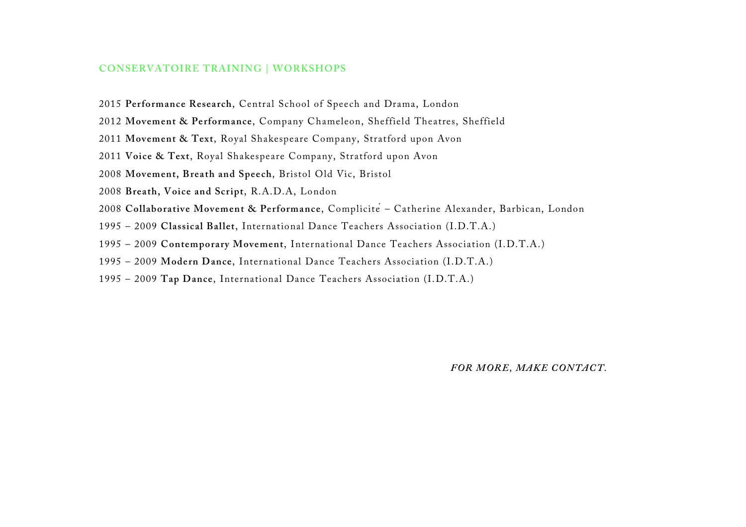## CONSERVATOIRE TRAINING | WORKSHOPS

2015 **Performance Research**, Central School of Speech and Drama, London

2012 **Movement & Performance**, Company Chameleon, Sheffield Theatres, Sheffield

2011 **Movement & Text**, Royal Shakespeare Company, Stratford upon Avon

2011 **Voice & Text**, Royal Shakespeare Company, Stratford upon Avon

2008 **Movement, Breath and Speech**, Bristol Old Vic, Bristol

2008 **Breath, Voice and Script**, R.A.D.A, London

2008 **Collaborative Movement & Performance**, Complicité – Catherine Alexander, Barbican, London

1995 – 2009 **Classical Ballet**, International Dance Teachers Association (I.D.T.A.)

1995 – 2009 **Contemporary Movement**, International Dance Teachers Association (I.D.T.A.)

1995 – 2009 **Modern Dance**, International Dance Teachers Association (I.D.T.A.)

1995 – 2009 **Tap Dance**, International Dance Teachers Association (I.D.T.A.)

***FOR MORE, MAKE CONTACT.***